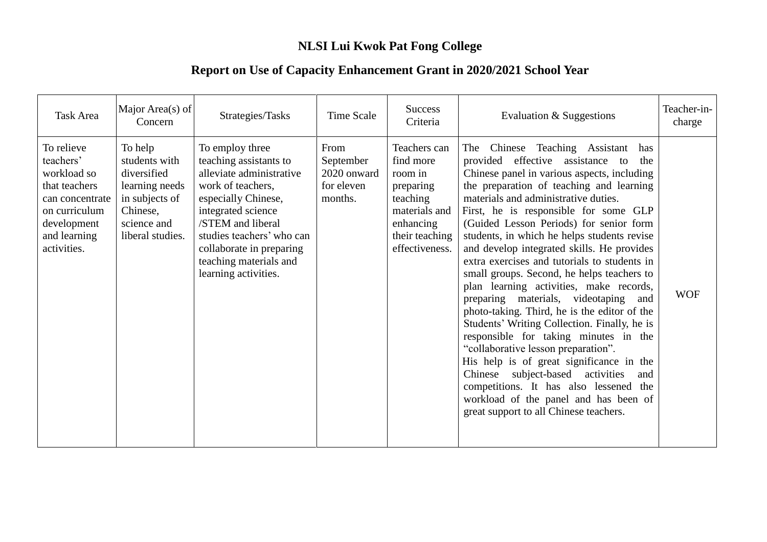**NLSI Lui Kwok Pat Fong College**

**Report on Use of Capacity Enhancement Grant in 2020/2021 School Year**

| Task Area | Major Area(s) of Concern | Strategies/Tasks | Time Scale | Success Criteria | Evaluation & Suggestions | Teacher-in-charge |
|---|---|---|---|---|---|---|
| To relieve teachers' workload so that teachers can concentrate on curriculum development and learning activities. | To help students with diversified learning needs in subjects of Chinese, science and liberal studies. | To employ three teaching assistants to alleviate administrative work of teachers, especially Chinese, integrated science /STEM and liberal studies teachers' who can collaborate in preparing teaching materials and learning activities. | From September 2020 onward for eleven months. | Teachers can find more room in preparing teaching materials and enhancing their teaching effectiveness. | The Chinese Teaching Assistant has provided effective assistance to the Chinese panel in various aspects, including the preparation of teaching and learning materials and administrative duties.<br>First, he is responsible for some GLP (Guided Lesson Periods) for senior form students, in which he helps students revise and develop integrated skills. He provides extra exercises and tutorials to students in small groups. Second, he helps teachers to plan learning activities, make records, preparing materials, videotaping and photo-taking. Third, he is the editor of the Students' Writing Collection. Finally, he is responsible for taking minutes in the "collaborative lesson preparation".<br>His help is of great significance in the Chinese subject-based activities and competitions. It has also lessened the workload of the panel and has been of great support to all Chinese teachers. | WOF |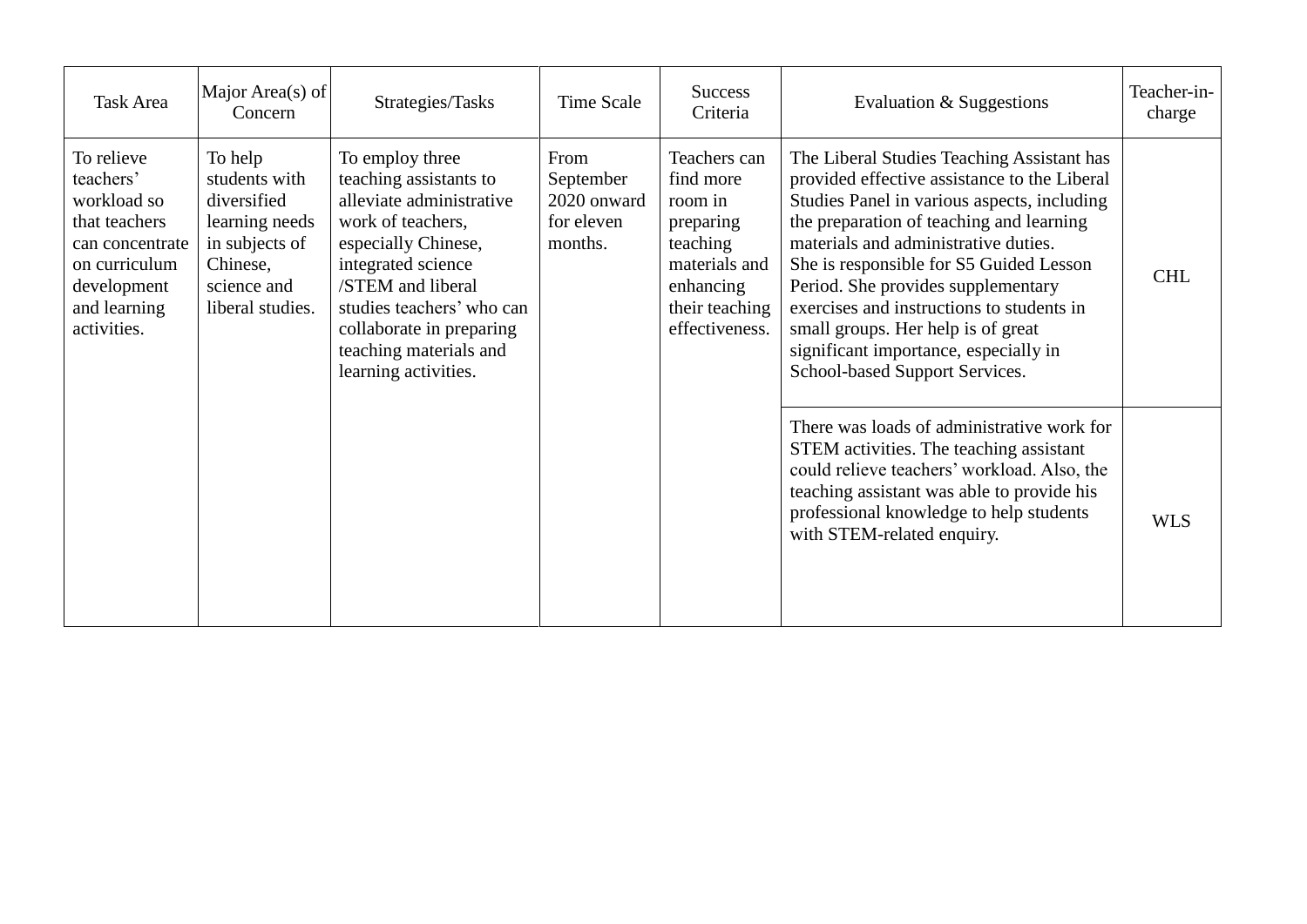| Task Area | Major Area(s) of Concern | Strategies/Tasks | Time Scale | Success Criteria | Evaluation & Suggestions | Teacher-in-charge |
|---|---|---|---|---|---|---|
| To relieve teachers' workload so that teachers can concentrate on curriculum development and learning activities. | To help students with diversified learning needs in subjects of Chinese, science and liberal studies. | To employ three teaching assistants to alleviate administrative work of teachers, especially Chinese, integrated science /STEM and liberal studies teachers' who can collaborate in preparing teaching materials and learning activities. | From September 2020 onward for eleven months. | Teachers can find more room in preparing teaching materials and enhancing their teaching effectiveness. | The Liberal Studies Teaching Assistant has provided effective assistance to the Liberal Studies Panel in various aspects, including the preparation of teaching and learning materials and administrative duties.<br>She is responsible for S5 Guided Lesson Period. She provides supplementary exercises and instructions to students in small groups. Her help is of great significant importance, especially in School-based Support Services. | CHL |
| | | | | | There was loads of administrative work for STEM activities. The teaching assistant could relieve teachers' workload. Also, the teaching assistant was able to provide his professional knowledge to help students with STEM-related enquiry. | WLS |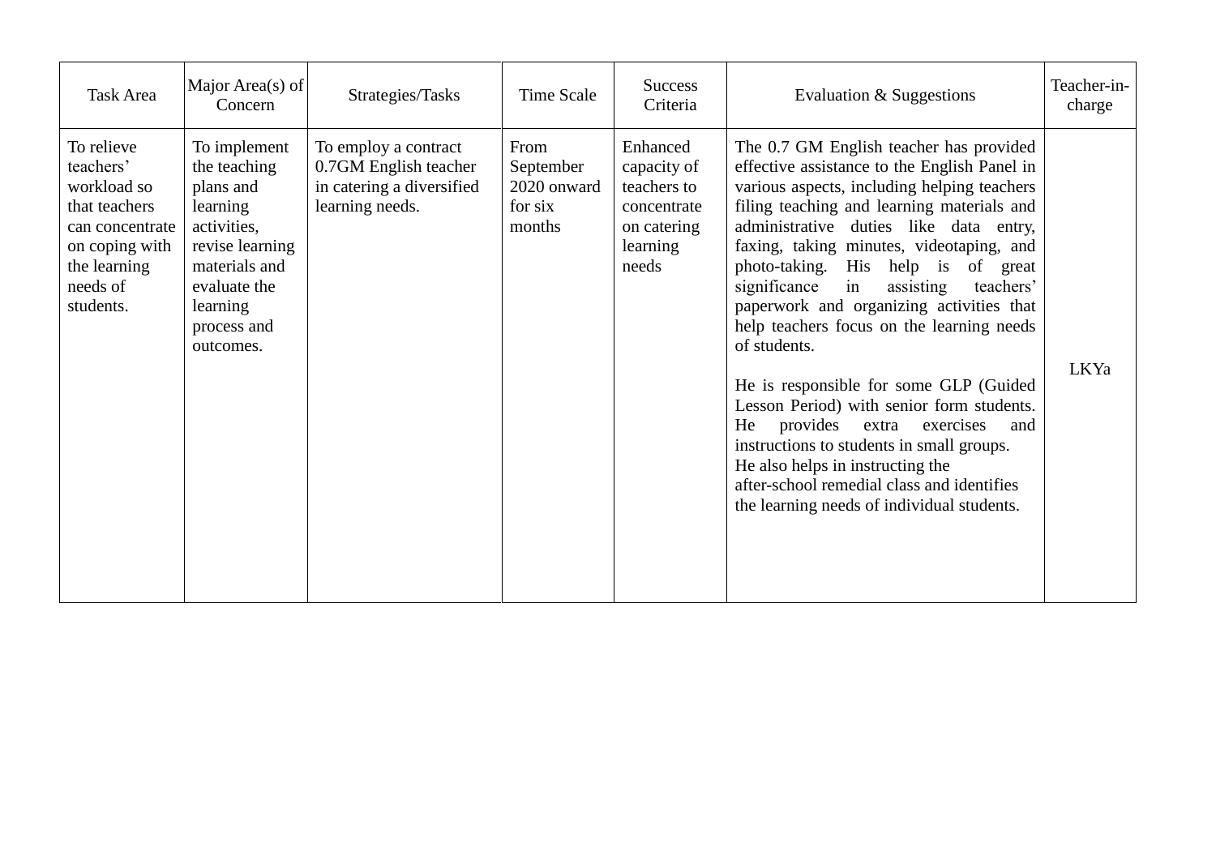| Task Area | Major Area(s) of Concern | Strategies/Tasks | Time Scale | Success Criteria | Evaluation & Suggestions | Teacher-in-charge |
|---|---|---|---|---|---|---|
| To relieve teachers' workload so that teachers can concentrate on coping with the learning needs of students. | To implement the teaching plans and learning activities, revise learning materials and evaluate the learning process and outcomes. | To employ a contract 0.7GM English teacher in catering a diversified learning needs. | From September 2020 onward for six months | Enhanced capacity of teachers to concentrate on catering learning needs | The 0.7 GM English teacher has provided effective assistance to the English Panel in various aspects, including helping teachers filing teaching and learning materials and administrative duties like data entry, faxing, taking minutes, videotaping, and photo-taking. His help is of great significance in assisting teachers' paperwork and organizing activities that help teachers focus on the learning needs of students.<br><br>He is responsible for some GLP (Guided Lesson Period) with senior form students. He provides extra exercises and instructions to students in small groups.<br>He also helps in instructing the after-school remedial class and identifies the learning needs of individual students. | LKYa |